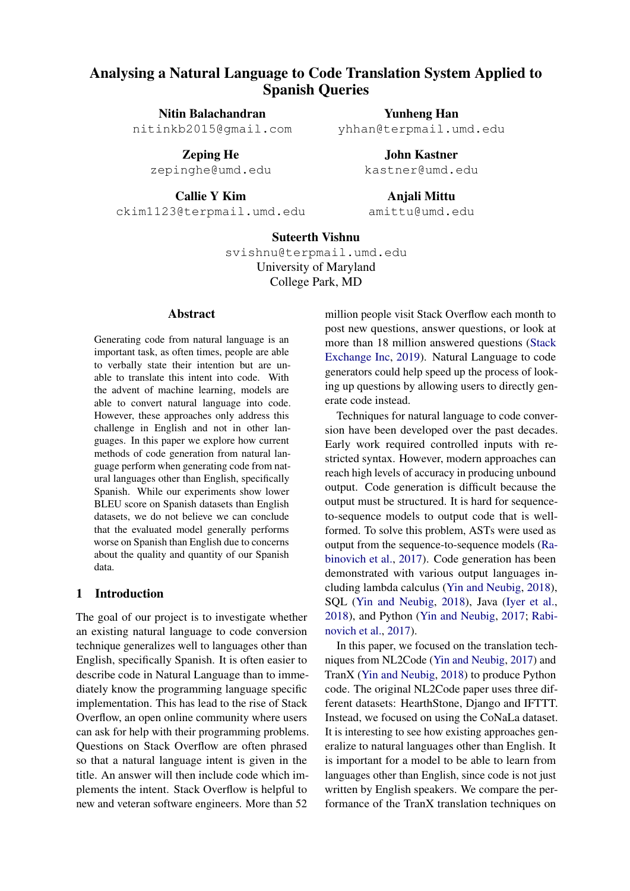# Analysing a Natural Language to Code Translation System Applied to Spanish Queries

**Nitin Balachandran**
nitinkb2015@gmail.com

**Yunheng Han**
yhhan@terpmail.umd.edu

**Zeping He**
zepinghe@umd.edu

**John Kastner**
kastner@umd.edu

**Callie Y Kim**
ckim1123@terpmail.umd.edu

**Anjali Mittu**
amittu@umd.edu

**Suteerth Vishnu**
svishnu@terpmail.umd.edu

University of Maryland
College Park, MD

## Abstract

Generating code from natural language is an important task, as often times, people are able to verbally state their intention but are unable to translate this intent into code. With the advent of machine learning, models are able to convert natural language into code. However, these approaches only address this challenge in English and not in other languages. In this paper we explore how current methods of code generation from natural language perform when generating code from natural languages other than English, specifically Spanish. While our experiments show lower BLEU score on Spanish datasets than English datasets, we do not believe we can conclude that the evaluated model generally performs worse on Spanish than English due to concerns about the quality and quantity of our Spanish data.

## 1 Introduction

The goal of our project is to investigate whether an existing natural language to code conversion technique generalizes well to languages other than English, specifically Spanish. It is often easier to describe code in Natural Language than to immediately know the programming language specific implementation. This has lead to the rise of Stack Overflow, an open online community where users can ask for help with their programming problems. Questions on Stack Overflow are often phrased so that a natural language intent is given in the title. An answer will then include code which implements the intent. Stack Overflow is helpful to new and veteran software engineers. More than 52 million people visit Stack Overflow each month to post new questions, answer questions, or look at more than 18 million answered questions (Stack Exchange Inc, 2019). Natural Language to code generators could help speed up the process of looking up questions by allowing users to directly generate code instead.

Techniques for natural language to code conversion have been developed over the past decades. Early work required controlled inputs with restricted syntax. However, modern approaches can reach high levels of accuracy in producing unbound output. Code generation is difficult because the output must be structured. It is hard for sequence-to-sequence models to output code that is well-formed. To solve this problem, ASTs were used as output from the sequence-to-sequence models (Rabinovich et al., 2017). Code generation has been demonstrated with various output languages including lambda calculus (Yin and Neubig, 2018), SQL (Yin and Neubig, 2018), Java (Iyer et al., 2018), and Python (Yin and Neubig, 2017; Rabinovich et al., 2017).

In this paper, we focused on the translation techniques from NL2Code (Yin and Neubig, 2017) and TranX (Yin and Neubig, 2018) to produce Python code. The original NL2Code paper uses three different datasets: HearthStone, Django and IFTTT. Instead, we focused on using the CoNaLa dataset. It is interesting to see how existing approaches generalize to natural languages other than English. It is important for a model to be able to learn from languages other than English, since code is not just written by English speakers. We compare the performance of the TranX translation techniques on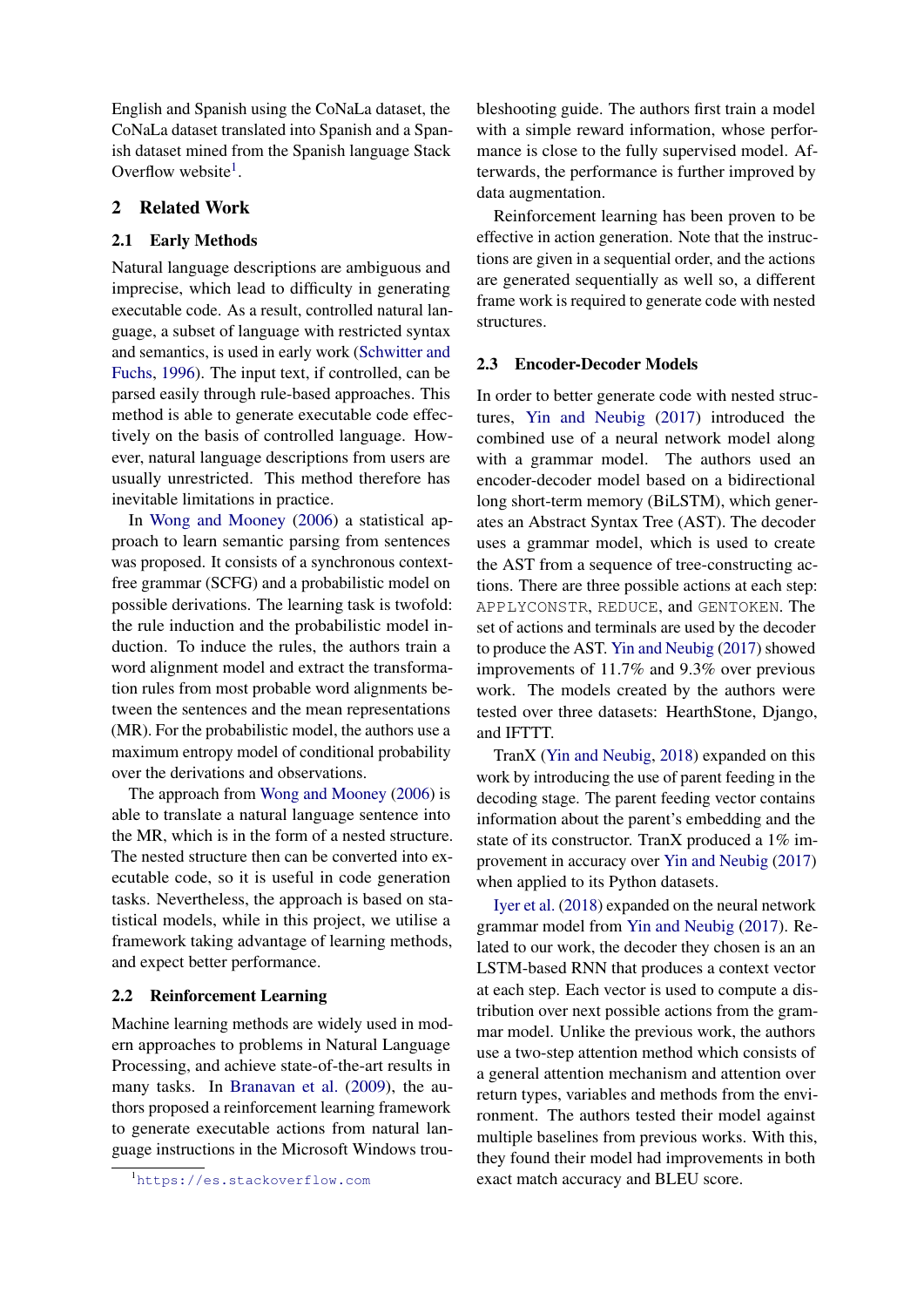English and Spanish using the CoNaLa dataset, the CoNaLa dataset translated into Spanish and a Spanish dataset mined from the Spanish language Stack Overflow website[1].

## 2 Related Work

### 2.1 Early Methods

Natural language descriptions are ambiguous and imprecise, which lead to difficulty in generating executable code. As a result, controlled natural language, a subset of language with restricted syntax and semantics, is used in early work (Schwitter and Fuchs, 1996). The input text, if controlled, can be parsed easily through rule-based approaches. This method is able to generate executable code effectively on the basis of controlled language. However, natural language descriptions from users are usually unrestricted. This method therefore has inevitable limitations in practice.

In Wong and Mooney (2006) a statistical approach to learn semantic parsing from sentences was proposed. It consists of a synchronous context-free grammar (SCFG) and a probabilistic model on possible derivations. The learning task is twofold: the rule induction and the probabilistic model induction. To induce the rules, the authors train a word alignment model and extract the transformation rules from most probable word alignments between the sentences and the mean representations (MR). For the probabilistic model, the authors use a maximum entropy model of conditional probability over the derivations and observations.

The approach from Wong and Mooney (2006) is able to translate a natural language sentence into the MR, which is in the form of a nested structure. The nested structure then can be converted into executable code, so it is useful in code generation tasks. Nevertheless, the approach is based on statistical models, while in this project, we utilise a framework taking advantage of learning methods, and expect better performance.

### 2.2 Reinforcement Learning

Machine learning methods are widely used in modern approaches to problems in Natural Language Processing, and achieve state-of-the-art results in many tasks. In Branavan et al. (2009), the authors proposed a reinforcement learning framework to generate executable actions from natural language instructions in the Microsoft Windows troubleshooting guide. The authors first train a model with a simple reward information, whose performance is close to the fully supervised model. Afterwards, the performance is further improved by data augmentation.

Reinforcement learning has been proven to be effective in action generation. Note that the instructions are given in a sequential order, and the actions are generated sequentially as well so, a different frame work is required to generate code with nested structures.

### 2.3 Encoder-Decoder Models

In order to better generate code with nested structures, Yin and Neubig (2017) introduced the combined use of a neural network model along with a grammar model. The authors used an encoder-decoder model based on a bidirectional long short-term memory (BiLSTM), which generates an Abstract Syntax Tree (AST). The decoder uses a grammar model, which is used to create the AST from a sequence of tree-constructing actions. There are three possible actions at each step: `APPLYCONSTR`, `REDUCE`, and `GENTOKEN`. The set of actions and terminals are used by the decoder to produce the AST. Yin and Neubig (2017) showed improvements of 11.7% and 9.3% over previous work. The models created by the authors were tested over three datasets: HearthStone, Django, and IFTTT.

TranX (Yin and Neubig, 2018) expanded on this work by introducing the use of parent feeding in the decoding stage. The parent feeding vector contains information about the parent's embedding and the state of its constructor. TranX produced a 1% improvement in accuracy over Yin and Neubig (2017) when applied to its Python datasets.

Iyer et al. (2018) expanded on the neural network grammar model from Yin and Neubig (2017). Related to our work, the decoder they chosen is an an LSTM-based RNN that produces a context vector at each step. Each vector is used to compute a distribution over next possible actions from the grammar model. Unlike the previous work, the authors use a two-step attention method which consists of a general attention mechanism and attention over return types, variables and methods from the environment. The authors tested their model against multiple baselines from previous works. With this, they found their model had improvements in both exact match accuracy and BLEU score.

[1] https://es.stackoverflow.com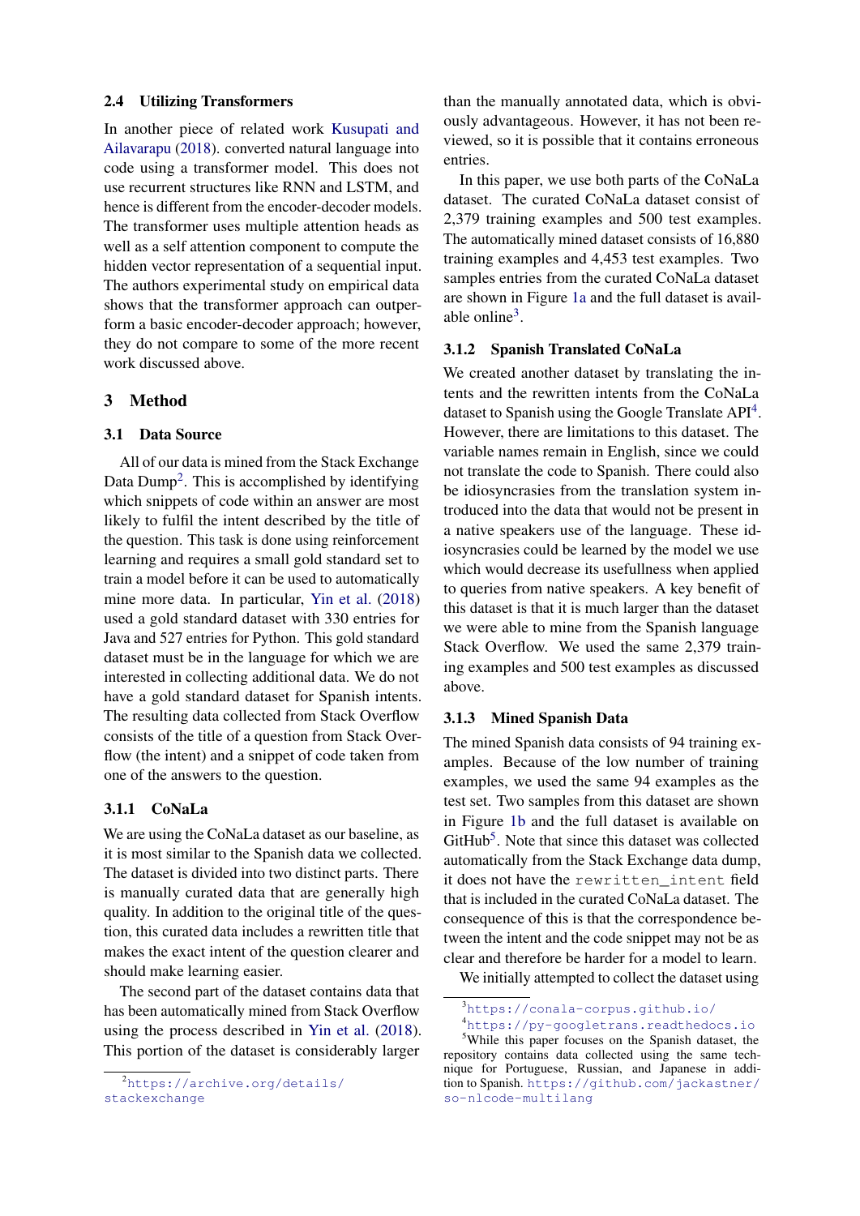### 2.4 Utilizing Transformers

In another piece of related work Kusupati and Ailavarapu (2018). converted natural language into code using a transformer model. This does not use recurrent structures like RNN and LSTM, and hence is different from the encoder-decoder models. The transformer uses multiple attention heads as well as a self attention component to compute the hidden vector representation of a sequential input. The authors experimental study on empirical data shows that the transformer approach can outperform a basic encoder-decoder approach; however, they do not compare to some of the more recent work discussed above.

## 3 Method

### 3.1 Data Source

All of our data is mined from the Stack Exchange Data Dump[2]. This is accomplished by identifying which snippets of code within an answer are most likely to fulfil the intent described by the title of the question. This task is done using reinforcement learning and requires a small gold standard set to train a model before it can be used to automatically mine more data. In particular, Yin et al. (2018) used a gold standard dataset with 330 entries for Java and 527 entries for Python. This gold standard dataset must be in the language for which we are interested in collecting additional data. We do not have a gold standard dataset for Spanish intents. The resulting data collected from Stack Overflow consists of the title of a question from Stack Overflow (the intent) and a snippet of code taken from one of the answers to the question.

#### 3.1.1 CoNaLa

We are using the CoNaLa dataset as our baseline, as it is most similar to the Spanish data we collected. The dataset is divided into two distinct parts. There is manually curated data that are generally high quality. In addition to the original title of the question, this curated data includes a rewritten title that makes the exact intent of the question clearer and should make learning easier.

The second part of the dataset contains data that has been automatically mined from Stack Overflow using the process described in Yin et al. (2018). This portion of the dataset is considerably larger than the manually annotated data, which is obviously advantageous. However, it has not been reviewed, so it is possible that it contains erroneous entries.

In this paper, we use both parts of the CoNaLa dataset. The curated CoNaLa dataset consist of 2,379 training examples and 500 test examples. The automatically mined dataset consists of 16,880 training examples and 4,453 test examples. Two samples entries from the curated CoNaLa dataset are shown in Figure 1a and the full dataset is available online[3].

#### 3.1.2 Spanish Translated CoNaLa

We created another dataset by translating the intents and the rewritten intents from the CoNaLa dataset to Spanish using the Google Translate API[4]. However, there are limitations to this dataset. The variable names remain in English, since we could not translate the code to Spanish. There could also be idiosyncrasies from the translation system introduced into the data that would not be present in a native speakers use of the language. These idiosyncrasies could be learned by the model we use which would decrease its usefullness when applied to queries from native speakers. A key benefit of this dataset is that it is much larger than the dataset we were able to mine from the Spanish language Stack Overflow. We used the same 2,379 training examples and 500 test examples as discussed above.

#### 3.1.3 Mined Spanish Data

The mined Spanish data consists of 94 training examples. Because of the low number of training examples, we used the same 94 examples as the test set. Two samples from this dataset are shown in Figure 1b and the full dataset is available on GitHub[5]. Note that since this dataset was collected automatically from the Stack Exchange data dump, it does not have the `rewritten_intent` field that is included in the curated CoNaLa dataset. The consequence of this is that the correspondence between the intent and the code snippet may not be as clear and therefore be harder for a model to learn.

We initially attempted to collect the dataset using

---

[2] https://archive.org/details/stackexchange

[3] https://conala-corpus.github.io/

[4] https://py-googletrans.readthedocs.io

[5] While this paper focuses on the Spanish dataset, the repository contains data collected using the same technique for Portuguese, Russian, and Japanese in addition to Spanish. https://github.com/jackastner/so-nlcode-multilang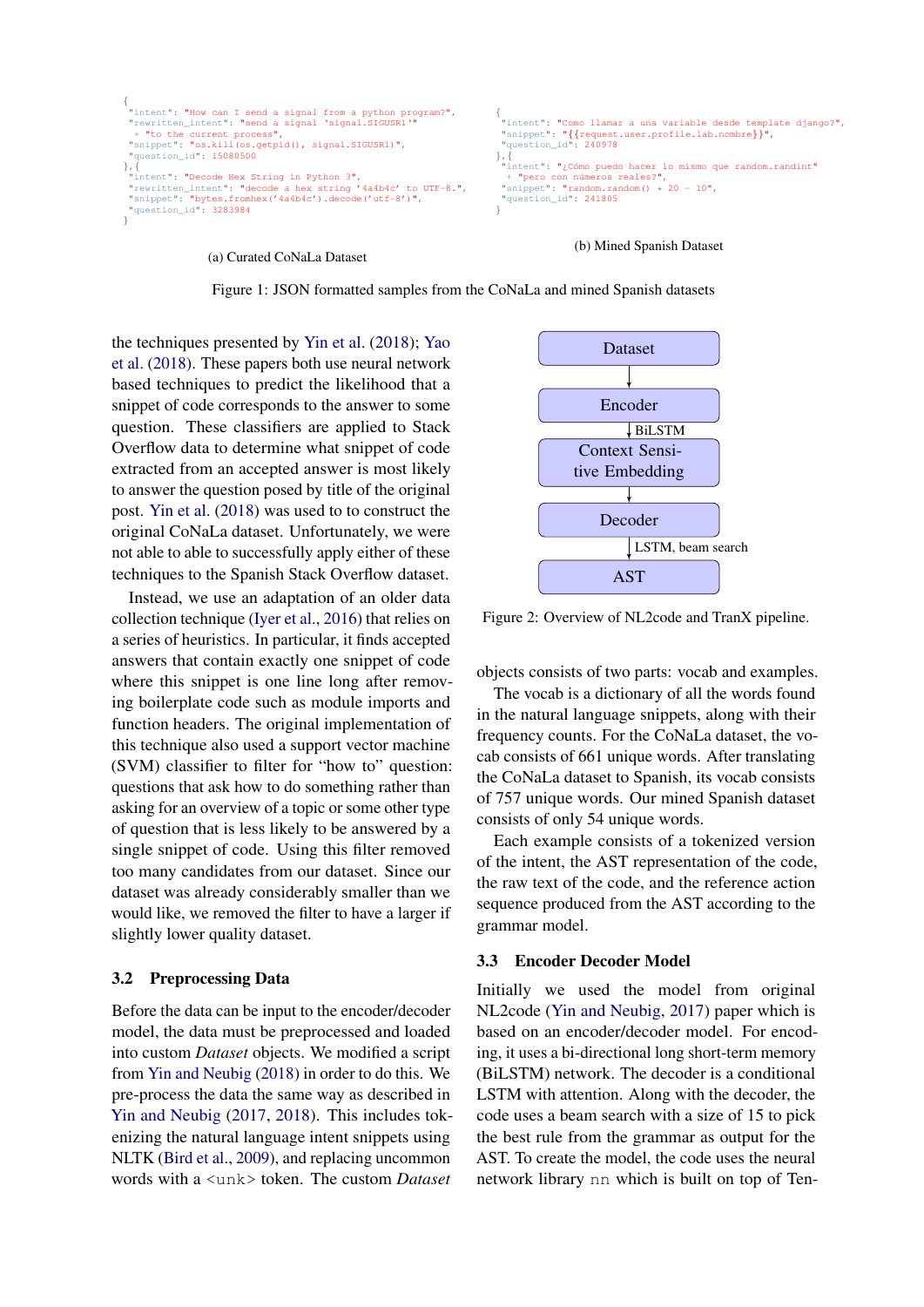```
{
 "intent": "How can I send a signal from a python program?",
 "rewritten_intent": "send a signal 'signal.SIGUSR1'"
  + "to the current process",
 "snippet": "os.kill(os.getpid(), signal.SIGUSR1)",
 "question_id": 15080500
},{
 "intent": "Decode Hex String in Python 3",
 "rewritten_intent": "decode a hex string '4a4b4c' to UTF-8.",
 "snippet": "bytes.fromhex('4a4b4c').decode('utf-8')",
 "question_id": 3283984
}
```

(a) Curated CoNaLa Dataset

```
{
 "intent": "Como llamar a una variable desde template django?",
 "snippet": "{{request.user.profile.lab.nombre}}",
 "question_id": 240978
},{
 "intent": "¿Cómo puedo hacer lo mismo que random.randint"
  + "pero con números reales?",
 "snippet": "random.random() * 20 - 10",
 "question_id": 241805
}
```

(b) Mined Spanish Dataset

Figure 1: JSON formatted samples from the CoNaLa and mined Spanish datasets

the techniques presented by Yin et al. (2018); Yao et al. (2018). These papers both use neural network based techniques to predict the likelihood that a snippet of code corresponds to the answer to some question. These classifiers are applied to Stack Overflow data to determine what snippet of code extracted from an accepted answer is most likely to answer the question posed by title of the original post. Yin et al. (2018) was used to to construct the original CoNaLa dataset. Unfortunately, we were not able to able to successfully apply either of these techniques to the Spanish Stack Overflow dataset.

Instead, we use an adaptation of an older data collection technique (Iyer et al., 2016) that relies on a series of heuristics. In particular, it finds accepted answers that contain exactly one snippet of code where this snippet is one line long after removing boilerplate code such as module imports and function headers. The original implementation of this technique also used a support vector machine (SVM) classifier to filter for "how to" question: questions that ask how to do something rather than asking for an overview of a topic or some other type of question that is less likely to be answered by a single snippet of code. Using this filter removed too many candidates from our dataset. Since our dataset was already considerably smaller than we would like, we removed the filter to have a larger if slightly lower quality dataset.

### 3.2 Preprocessing Data

Before the data can be input to the encoder/decoder model, the data must be preprocessed and loaded into custom *Dataset* objects. We modified a script from Yin and Neubig (2018) in order to do this. We pre-process the data the same way as described in Yin and Neubig (2017, 2018). This includes tokenizing the natural language intent snippets using NLTK (Bird et al., 2009), and replacing uncommon words with a `<unk>` token. The custom *Dataset* objects consists of two parts: vocab and examples.

Dataset → Encoder → (BiLSTM) → Context Sensitive Embedding → Decoder → (LSTM, beam search) → AST

Figure 2: Overview of NL2code and TranX pipeline.

The vocab is a dictionary of all the words found in the natural language snippets, along with their frequency counts. For the CoNaLa dataset, the vocab consists of 661 unique words. After translating the CoNaLa dataset to Spanish, its vocab consists of 757 unique words. Our mined Spanish dataset consists of only 54 unique words.

Each example consists of a tokenized version of the intent, the AST representation of the code, the raw text of the code, and the reference action sequence produced from the AST according to the grammar model.

### 3.3 Encoder Decoder Model

Initially we used the model from original NL2code (Yin and Neubig, 2017) paper which is based on an encoder/decoder model. For encoding, it uses a bi-directional long short-term memory (BiLSTM) network. The decoder is a conditional LSTM with attention. Along with the decoder, the code uses a beam search with a size of 15 to pick the best rule from the grammar as output for the AST. To create the model, the code uses the neural network library `nn` which is built on top of Ten-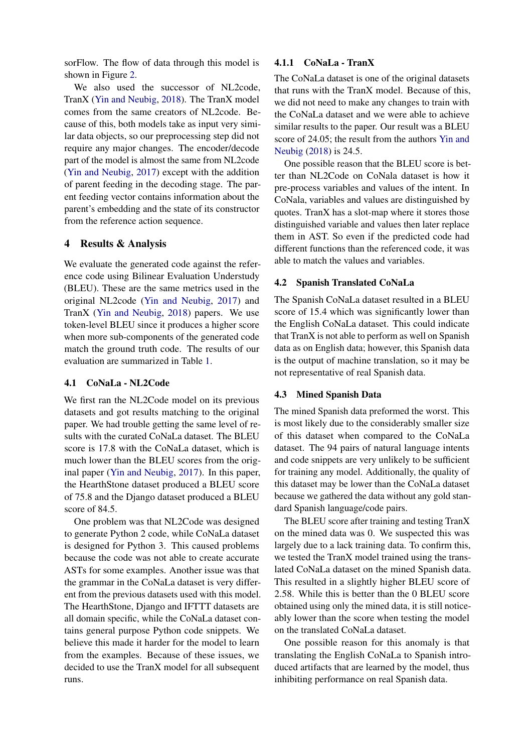sorFlow. The flow of data through this model is shown in Figure 2.

We also used the successor of NL2code, TranX (Yin and Neubig, 2018). The TranX model comes from the same creators of NL2code. Because of this, both models take as input very similar data objects, so our preprocessing step did not require any major changes. The encoder/decode part of the model is almost the same from NL2code (Yin and Neubig, 2017) except with the addition of parent feeding in the decoding stage. The parent feeding vector contains information about the parent's embedding and the state of its constructor from the reference action sequence.

## 4 Results & Analysis

We evaluate the generated code against the reference code using Bilinear Evaluation Understudy (BLEU). These are the same metrics used in the original NL2code (Yin and Neubig, 2017) and TranX (Yin and Neubig, 2018) papers. We use token-level BLEU since it produces a higher score when more sub-components of the generated code match the ground truth code. The results of our evaluation are summarized in Table 1.

### 4.1 CoNaLa - NL2Code

We first ran the NL2Code model on its previous datasets and got results matching to the original paper. We had trouble getting the same level of results with the curated CoNaLa dataset. The BLEU score is 17.8 with the CoNaLa dataset, which is much lower than the BLEU scores from the original paper (Yin and Neubig, 2017). In this paper, the HearthStone dataset produced a BLEU score of 75.8 and the Django dataset produced a BLEU score of 84.5.

One problem was that NL2Code was designed to generate Python 2 code, while CoNaLa dataset is designed for Python 3. This caused problems because the code was not able to create accurate ASTs for some examples. Another issue was that the grammar in the CoNaLa dataset is very different from the previous datasets used with this model. The HearthStone, Django and IFTTT datasets are all domain specific, while the CoNaLa dataset contains general purpose Python code snippets. We believe this made it harder for the model to learn from the examples. Because of these issues, we decided to use the TranX model for all subsequent runs.

#### 4.1.1 CoNaLa - TranX

The CoNaLa dataset is one of the original datasets that runs with the TranX model. Because of this, we did not need to make any changes to train with the CoNaLa dataset and we were able to achieve similar results to the paper. Our result was a BLEU score of 24.05; the result from the authors Yin and Neubig (2018) is 24.5.

One possible reason that the BLEU score is better than NL2Code on CoNala dataset is how it pre-process variables and values of the intent. In CoNala, variables and values are distinguished by quotes. TranX has a slot-map where it stores those distinguished variable and values then later replace them in AST. So even if the predicted code had different functions than the referenced code, it was able to match the values and variables.

### 4.2 Spanish Translated CoNaLa

The Spanish CoNaLa dataset resulted in a BLEU score of 15.4 which was significantly lower than the English CoNaLa dataset. This could indicate that TranX is not able to perform as well on Spanish data as on English data; however, this Spanish data is the output of machine translation, so it may be not representative of real Spanish data.

### 4.3 Mined Spanish Data

The mined Spanish data preformed the worst. This is most likely due to the considerably smaller size of this dataset when compared to the CoNaLa dataset. The 94 pairs of natural language intents and code snippets are very unlikely to be sufficient for training any model. Additionally, the quality of this dataset may be lower than the CoNaLa dataset because we gathered the data without any gold standard Spanish language/code pairs.

The BLEU score after training and testing TranX on the mined data was 0. We suspected this was largely due to a lack training data. To confirm this, we tested the TranX model trained using the translated CoNaLa dataset on the mined Spanish data. This resulted in a slightly higher BLEU score of 2.58. While this is better than the 0 BLEU score obtained using only the mined data, it is still noticeably lower than the score when testing the model on the translated CoNaLa dataset.

One possible reason for this anomaly is that translating the English CoNaLa to Spanish introduced artifacts that are learned by the model, thus inhibiting performance on real Spanish data.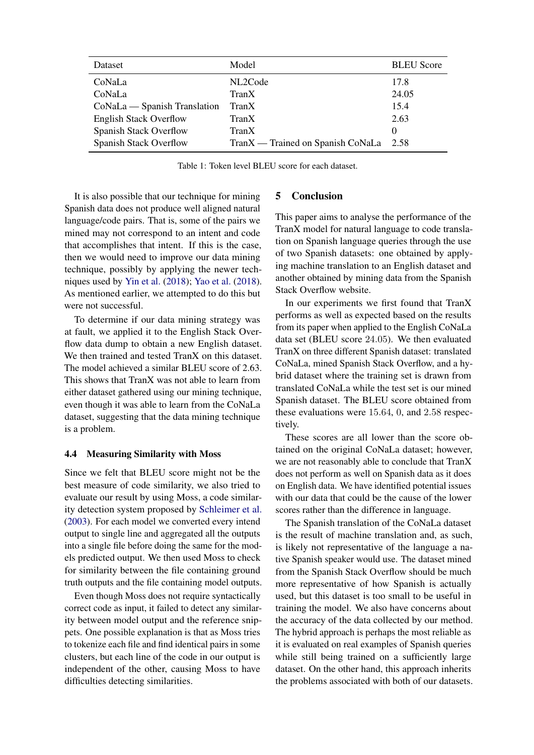| Dataset | Model | BLEU Score |
| --- | --- | --- |
| CoNaLa | NL2Code | 17.8 |
| CoNaLa | TranX | 24.05 |
| CoNaLa — Spanish Translation | TranX | 15.4 |
| English Stack Overflow | TranX | 2.63 |
| Spanish Stack Overflow | TranX | 0 |
| Spanish Stack Overflow | TranX — Trained on Spanish CoNaLa | 2.58 |

Table 1: Token level BLEU score for each dataset.

It is also possible that our technique for mining Spanish data does not produce well aligned natural language/code pairs. That is, some of the pairs we mined may not correspond to an intent and code that accomplishes that intent. If this is the case, then we would need to improve our data mining technique, possibly by applying the newer techniques used by Yin et al. (2018); Yao et al. (2018). As mentioned earlier, we attempted to do this but were not successful.

To determine if our data mining strategy was at fault, we applied it to the English Stack Overflow data dump to obtain a new English dataset. We then trained and tested TranX on this dataset. The model achieved a similar BLEU score of 2.63. This shows that TranX was not able to learn from either dataset gathered using our mining technique, even though it was able to learn from the CoNaLa dataset, suggesting that the data mining technique is a problem.

### 4.4 Measuring Similarity with Moss

Since we felt that BLEU score might not be the best measure of code similarity, we also tried to evaluate our result by using Moss, a code similarity detection system proposed by Schleimer et al. (2003). For each model we converted every intend output to single line and aggregated all the outputs into a single file before doing the same for the models predicted output. We then used Moss to check for similarity between the file containing ground truth outputs and the file containing model outputs.

Even though Moss does not require syntactically correct code as input, it failed to detect any similarity between model output and the reference snippets. One possible explanation is that as Moss tries to tokenize each file and find identical pairs in some clusters, but each line of the code in our output is independent of the other, causing Moss to have difficulties detecting similarities.

## 5 Conclusion

This paper aims to analyse the performance of the TranX model for natural language to code translation on Spanish language queries through the use of two Spanish datasets: one obtained by applying machine translation to an English dataset and another obtained by mining data from the Spanish Stack Overflow website.

In our experiments we first found that TranX performs as well as expected based on the results from its paper when applied to the English CoNaLa data set (BLEU score 24.05). We then evaluated TranX on three different Spanish dataset: translated CoNaLa, mined Spanish Stack Overflow, and a hybrid dataset where the training set is drawn from translated CoNaLa while the test set is our mined Spanish dataset. The BLEU score obtained from these evaluations were 15.64, 0, and 2.58 respectively.

These scores are all lower than the score obtained on the original CoNaLa dataset; however, we are not reasonably able to conclude that TranX does not perform as well on Spanish data as it does on English data. We have identified potential issues with our data that could be the cause of the lower scores rather than the difference in language.

The Spanish translation of the CoNaLa dataset is the result of machine translation and, as such, is likely not representative of the language a native Spanish speaker would use. The dataset mined from the Spanish Stack Overflow should be much more representative of how Spanish is actually used, but this dataset is too small to be useful in training the model. We also have concerns about the accuracy of the data collected by our method. The hybrid approach is perhaps the most reliable as it is evaluated on real examples of Spanish queries while still being trained on a sufficiently large dataset. On the other hand, this approach inherits the problems associated with both of our datasets.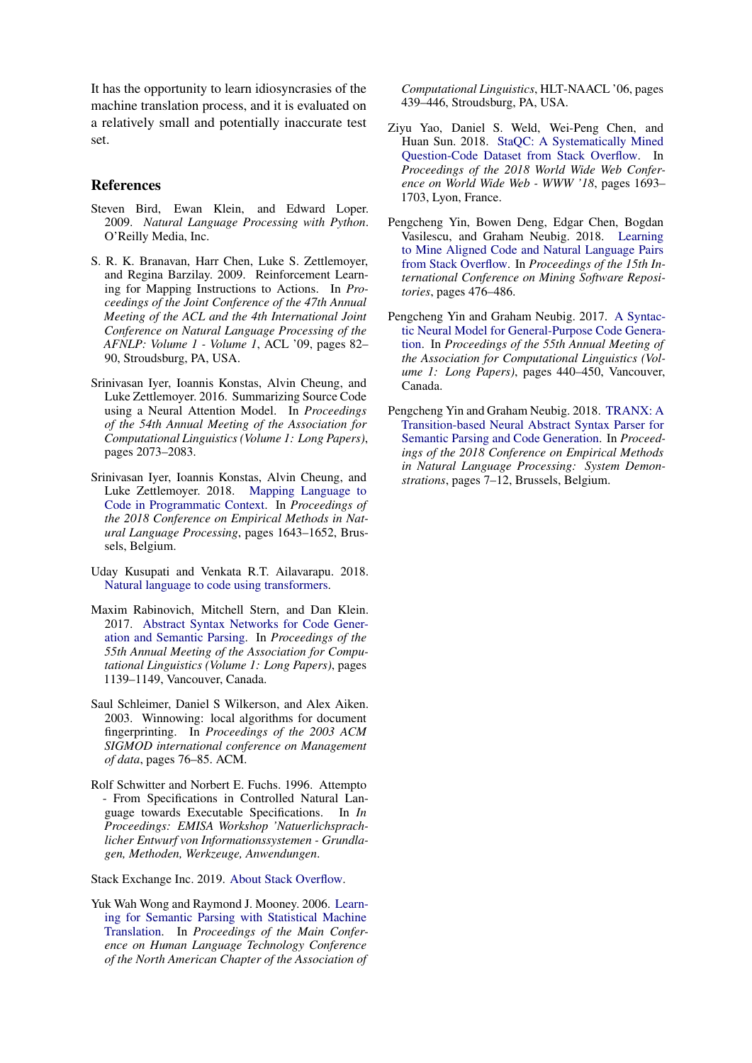It has the opportunity to learn idiosyncrasies of the machine translation process, and it is evaluated on a relatively small and potentially inaccurate test set.

## References

Steven Bird, Ewan Klein, and Edward Loper. 2009. *Natural Language Processing with Python*. O'Reilly Media, Inc.

S. R. K. Branavan, Harr Chen, Luke S. Zettlemoyer, and Regina Barzilay. 2009. Reinforcement Learning for Mapping Instructions to Actions. In *Proceedings of the Joint Conference of the 47th Annual Meeting of the ACL and the 4th International Joint Conference on Natural Language Processing of the AFNLP: Volume 1 - Volume 1*, ACL '09, pages 82–90, Stroudsburg, PA, USA.

Srinivasan Iyer, Ioannis Konstas, Alvin Cheung, and Luke Zettlemoyer. 2016. Summarizing Source Code using a Neural Attention Model. In *Proceedings of the 54th Annual Meeting of the Association for Computational Linguistics (Volume 1: Long Papers)*, pages 2073–2083.

Srinivasan Iyer, Ioannis Konstas, Alvin Cheung, and Luke Zettlemoyer. 2018. Mapping Language to Code in Programmatic Context. In *Proceedings of the 2018 Conference on Empirical Methods in Natural Language Processing*, pages 1643–1652, Brussels, Belgium.

Uday Kusupati and Venkata R.T. Ailavarapu. 2018. Natural language to code using transformers.

Maxim Rabinovich, Mitchell Stern, and Dan Klein. 2017. Abstract Syntax Networks for Code Generation and Semantic Parsing. In *Proceedings of the 55th Annual Meeting of the Association for Computational Linguistics (Volume 1: Long Papers)*, pages 1139–1149, Vancouver, Canada.

Saul Schleimer, Daniel S Wilkerson, and Alex Aiken. 2003. Winnowing: local algorithms for document fingerprinting. In *Proceedings of the 2003 ACM SIGMOD international conference on Management of data*, pages 76–85. ACM.

Rolf Schwitter and Norbert E. Fuchs. 1996. Attempto - From Specifications in Controlled Natural Language towards Executable Specifications. In *In Proceedings: EMISA Workshop 'Natuerlichsprachlicher Entwurf von Informationssystemen - Grundlagen, Methoden, Werkzeuge, Anwendungen*.

Stack Exchange Inc. 2019. About Stack Overflow.

Yuk Wah Wong and Raymond J. Mooney. 2006. Learning for Semantic Parsing with Statistical Machine Translation. In *Proceedings of the Main Conference on Human Language Technology Conference of the North American Chapter of the Association of Computational Linguistics*, HLT-NAACL '06, pages 439–446, Stroudsburg, PA, USA.

Ziyu Yao, Daniel S. Weld, Wei-Peng Chen, and Huan Sun. 2018. StaQC: A Systematically Mined Question-Code Dataset from Stack Overflow. In *Proceedings of the 2018 World Wide Web Conference on World Wide Web - WWW '18*, pages 1693–1703, Lyon, France.

Pengcheng Yin, Bowen Deng, Edgar Chen, Bogdan Vasilescu, and Graham Neubig. 2018. Learning to Mine Aligned Code and Natural Language Pairs from Stack Overflow. In *Proceedings of the 15th International Conference on Mining Software Repositories*, pages 476–486.

Pengcheng Yin and Graham Neubig. 2017. A Syntactic Neural Model for General-Purpose Code Generation. In *Proceedings of the 55th Annual Meeting of the Association for Computational Linguistics (Volume 1: Long Papers)*, pages 440–450, Vancouver, Canada.

Pengcheng Yin and Graham Neubig. 2018. TRANX: A Transition-based Neural Abstract Syntax Parser for Semantic Parsing and Code Generation. In *Proceedings of the 2018 Conference on Empirical Methods in Natural Language Processing: System Demonstrations*, pages 7–12, Brussels, Belgium.